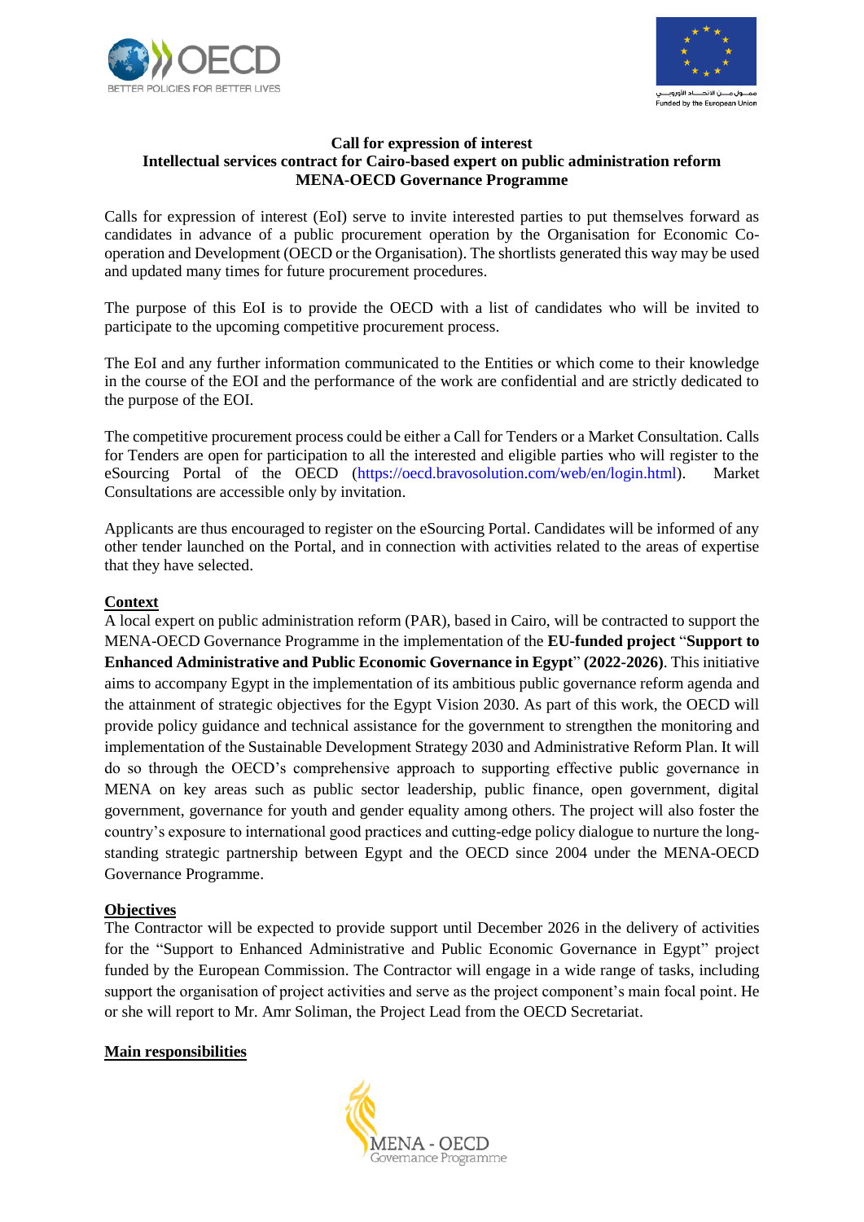**Call for expression of interest**
**Intellectual services contract for Cairo-based expert on public administration reform**
**MENA-OECD Governance Programme**

Calls for expression of interest (EoI) serve to invite interested parties to put themselves forward as candidates in advance of a public procurement operation by the Organisation for Economic Co-operation and Development (OECD or the Organisation). The shortlists generated this way may be used and updated many times for future procurement procedures.

The purpose of this EoI is to provide the OECD with a list of candidates who will be invited to participate to the upcoming competitive procurement process.

The EoI and any further information communicated to the Entities or which come to their knowledge in the course of the EOI and the performance of the work are confidential and are strictly dedicated to the purpose of the EOI.

The competitive procurement process could be either a Call for Tenders or a Market Consultation. Calls for Tenders are open for participation to all the interested and eligible parties who will register to the eSourcing Portal of the OECD (https://oecd.bravosolution.com/web/en/login.html). Market Consultations are accessible only by invitation.

Applicants are thus encouraged to register on the eSourcing Portal. Candidates will be informed of any other tender launched on the Portal, and in connection with activities related to the areas of expertise that they have selected.

## Context

A local expert on public administration reform (PAR), based in Cairo, will be contracted to support the MENA-OECD Governance Programme in the implementation of the **EU-funded project** "**Support to Enhanced Administrative and Public Economic Governance in Egypt**" **(2022-2026)**. This initiative aims to accompany Egypt in the implementation of its ambitious public governance reform agenda and the attainment of strategic objectives for the Egypt Vision 2030. As part of this work, the OECD will provide policy guidance and technical assistance for the government to strengthen the monitoring and implementation of the Sustainable Development Strategy 2030 and Administrative Reform Plan. It will do so through the OECD's comprehensive approach to supporting effective public governance in MENA on key areas such as public sector leadership, public finance, open government, digital government, governance for youth and gender equality among others. The project will also foster the country's exposure to international good practices and cutting-edge policy dialogue to nurture the long-standing strategic partnership between Egypt and the OECD since 2004 under the MENA-OECD Governance Programme.

## Objectives

The Contractor will be expected to provide support until December 2026 in the delivery of activities for the "Support to Enhanced Administrative and Public Economic Governance in Egypt" project funded by the European Commission. The Contractor will engage in a wide range of tasks, including support the organisation of project activities and serve as the project component's main focal point. He or she will report to Mr. Amr Soliman, the Project Lead from the OECD Secretariat.

## Main responsibilities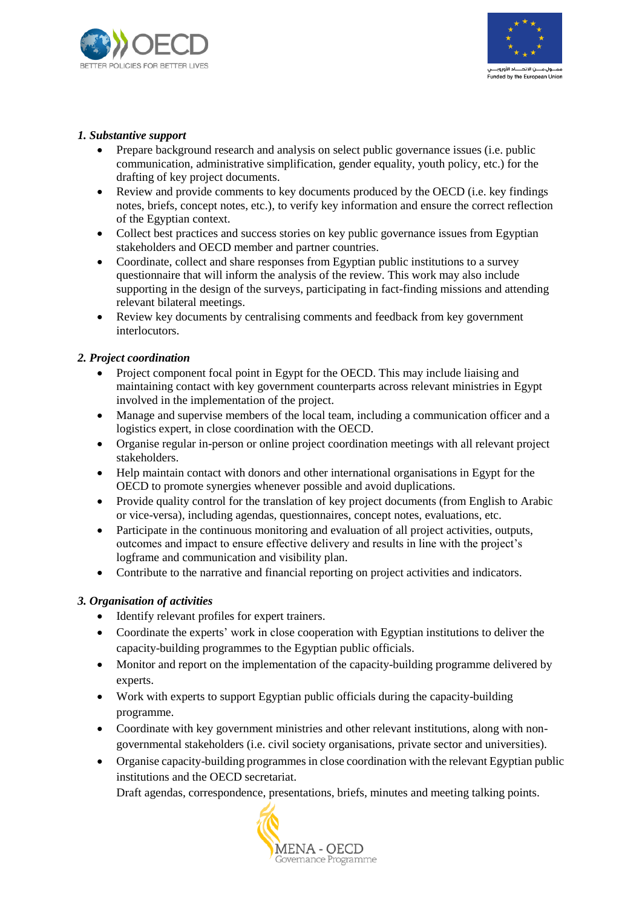### *1. Substantive support*

- Prepare background research and analysis on select public governance issues (i.e. public communication, administrative simplification, gender equality, youth policy, etc.) for the drafting of key project documents.
- Review and provide comments to key documents produced by the OECD (i.e. key findings notes, briefs, concept notes, etc.), to verify key information and ensure the correct reflection of the Egyptian context.
- Collect best practices and success stories on key public governance issues from Egyptian stakeholders and OECD member and partner countries.
- Coordinate, collect and share responses from Egyptian public institutions to a survey questionnaire that will inform the analysis of the review. This work may also include supporting in the design of the surveys, participating in fact-finding missions and attending relevant bilateral meetings.
- Review key documents by centralising comments and feedback from key government interlocutors.

### *2. Project coordination*

- Project component focal point in Egypt for the OECD. This may include liaising and maintaining contact with key government counterparts across relevant ministries in Egypt involved in the implementation of the project.
- Manage and supervise members of the local team, including a communication officer and a logistics expert, in close coordination with the OECD.
- Organise regular in-person or online project coordination meetings with all relevant project stakeholders.
- Help maintain contact with donors and other international organisations in Egypt for the OECD to promote synergies whenever possible and avoid duplications.
- Provide quality control for the translation of key project documents (from English to Arabic or vice-versa), including agendas, questionnaires, concept notes, evaluations, etc.
- Participate in the continuous monitoring and evaluation of all project activities, outputs, outcomes and impact to ensure effective delivery and results in line with the project's logframe and communication and visibility plan.
- Contribute to the narrative and financial reporting on project activities and indicators.

### *3. Organisation of activities*

- Identify relevant profiles for expert trainers.
- Coordinate the experts' work in close cooperation with Egyptian institutions to deliver the capacity-building programmes to the Egyptian public officials.
- Monitor and report on the implementation of the capacity-building programme delivered by experts.
- Work with experts to support Egyptian public officials during the capacity-building programme.
- Coordinate with key government ministries and other relevant institutions, along with non-governmental stakeholders (i.e. civil society organisations, private sector and universities).
- Organise capacity-building programmes in close coordination with the relevant Egyptian public institutions and the OECD secretariat.

  Draft agendas, correspondence, presentations, briefs, minutes and meeting talking points.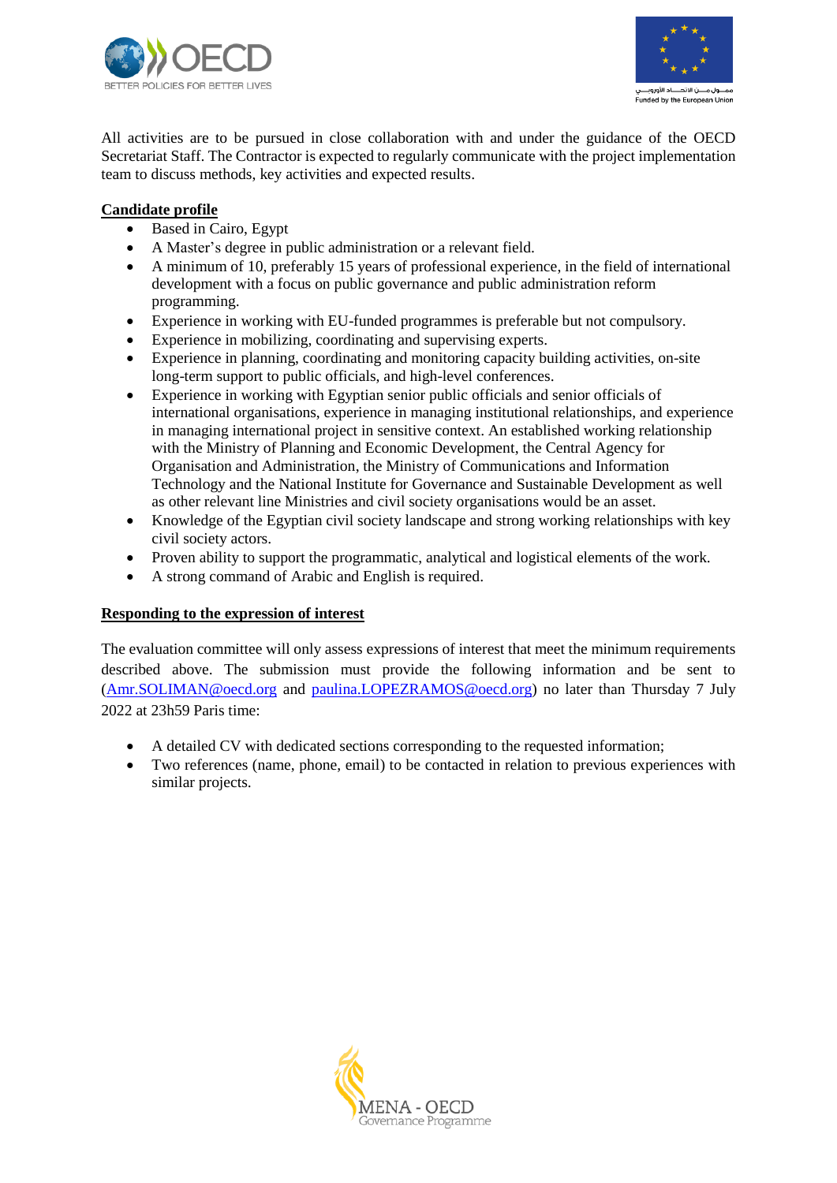All activities are to be pursued in close collaboration with and under the guidance of the OECD Secretariat Staff. The Contractor is expected to regularly communicate with the project implementation team to discuss methods, key activities and expected results.

**Candidate profile**

- Based in Cairo, Egypt
- A Master's degree in public administration or a relevant field.
- A minimum of 10, preferably 15 years of professional experience, in the field of international development with a focus on public governance and public administration reform programming.
- Experience in working with EU-funded programmes is preferable but not compulsory.
- Experience in mobilizing, coordinating and supervising experts.
- Experience in planning, coordinating and monitoring capacity building activities, on-site long-term support to public officials, and high-level conferences.
- Experience in working with Egyptian senior public officials and senior officials of international organisations, experience in managing institutional relationships, and experience in managing international project in sensitive context. An established working relationship with the Ministry of Planning and Economic Development, the Central Agency for Organisation and Administration, the Ministry of Communications and Information Technology and the National Institute for Governance and Sustainable Development as well as other relevant line Ministries and civil society organisations would be an asset.
- Knowledge of the Egyptian civil society landscape and strong working relationships with key civil society actors.
- Proven ability to support the programmatic, analytical and logistical elements of the work.
- A strong command of Arabic and English is required.

**Responding to the expression of interest**

The evaluation committee will only assess expressions of interest that meet the minimum requirements described above. The submission must provide the following information and be sent to (Amr.SOLIMAN@oecd.org and paulina.LOPEZRAMOS@oecd.org) no later than Thursday 7 July 2022 at 23h59 Paris time:

- A detailed CV with dedicated sections corresponding to the requested information;
- Two references (name, phone, email) to be contacted in relation to previous experiences with similar projects.